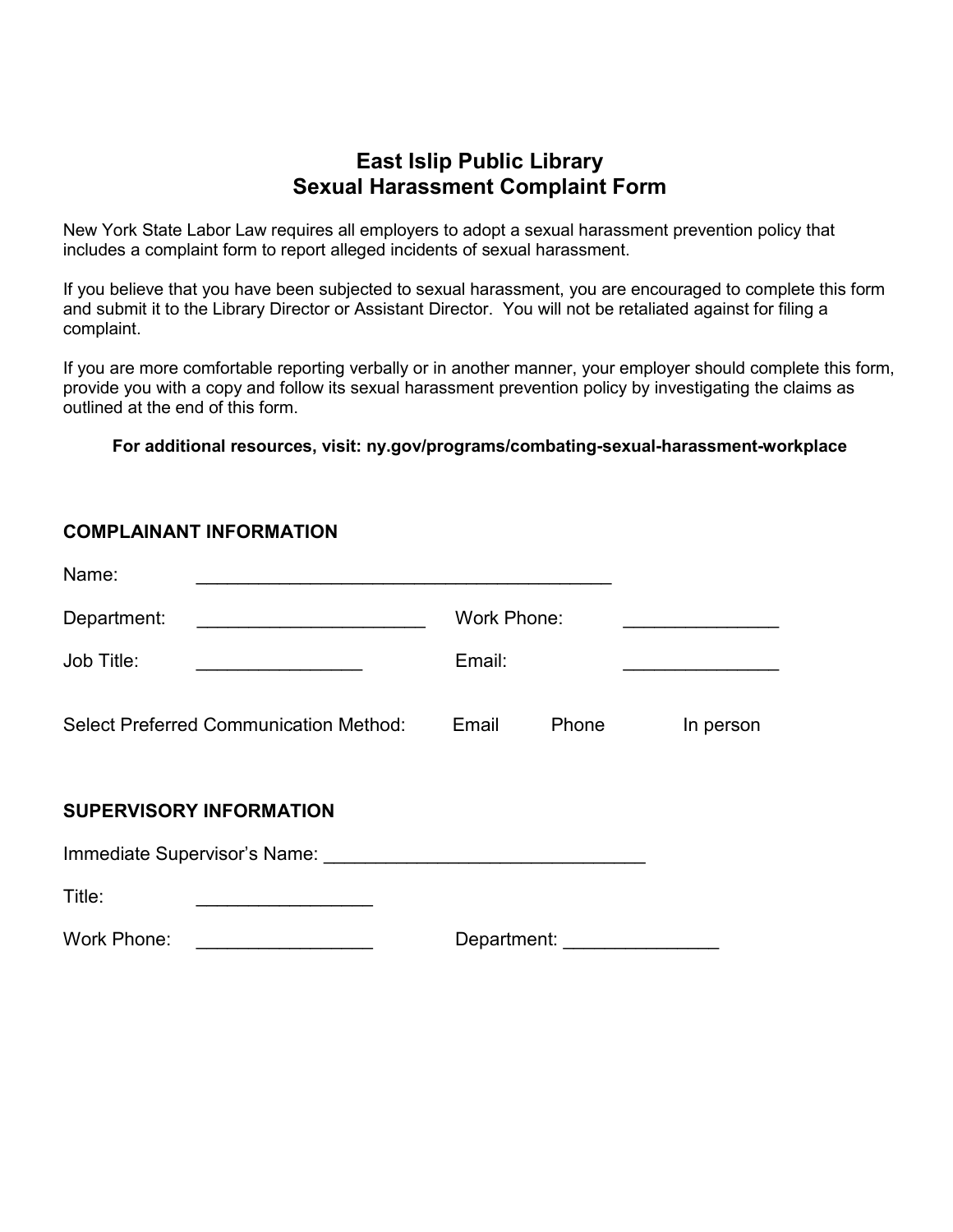# East Islip Public Library
## Sexual Harassment Complaint Form

New York State Labor Law requires all employers to adopt a sexual harassment prevention policy that includes a complaint form to report alleged incidents of sexual harassment.

If you believe that you have been subjected to sexual harassment, you are encouraged to complete this form and submit it to the Library Director or Assistant Director. You will not be retaliated against for filing a complaint.

If you are more comfortable reporting verbally or in another manner, your employer should complete this form, provide you with a copy and follow its sexual harassment prevention policy by investigating the claims as outlined at the end of this form.

**For additional resources, visit: ny.gov/programs/combating-sexual-harassment-workplace**

### COMPLAINANT INFORMATION

Name: ________________________________________

Department: ______________________ Work Phone: _______________

Job Title: ________________ Email: _______________

Select Preferred Communication Method: Email Phone In person

### SUPERVISORY INFORMATION

Immediate Supervisor's Name: _______________________________

Title: _________________

Work Phone: _________________ Department: _______________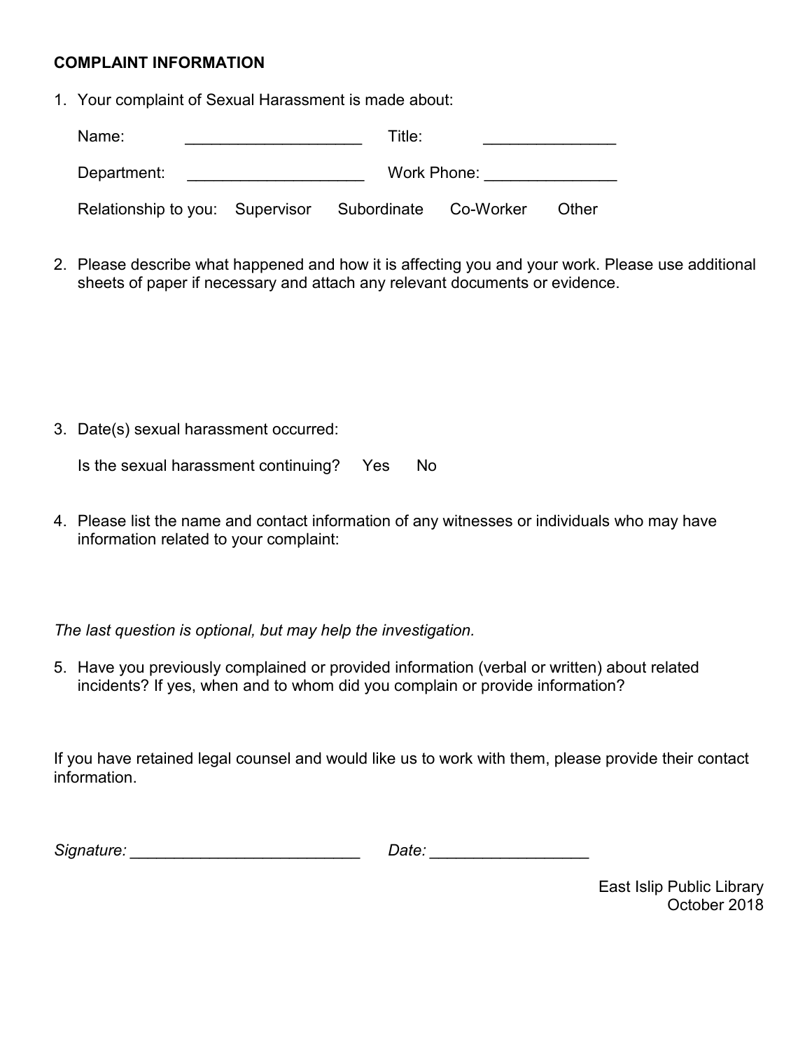**COMPLAINT INFORMATION**

1. Your complaint of Sexual Harassment is made about:

   Name: ____________________ Title: _______________

   Department: ____________________ Work Phone: _______________

   Relationship to you: Supervisor Subordinate Co-Worker Other

2. Please describe what happened and how it is affecting you and your work. Please use additional sheets of paper if necessary and attach any relevant documents or evidence.

3. Date(s) sexual harassment occurred:

   Is the sexual harassment continuing? Yes No

4. Please list the name and contact information of any witnesses or individuals who may have information related to your complaint:

*The last question is optional, but may help the investigation.*

5. Have you previously complained or provided information (verbal or written) about related incidents? If yes, when and to whom did you complain or provide information?

If you have retained legal counsel and would like us to work with them, please provide their contact information.

*Signature:* __________________________ *Date:* __________________

East Islip Public Library
October 2018